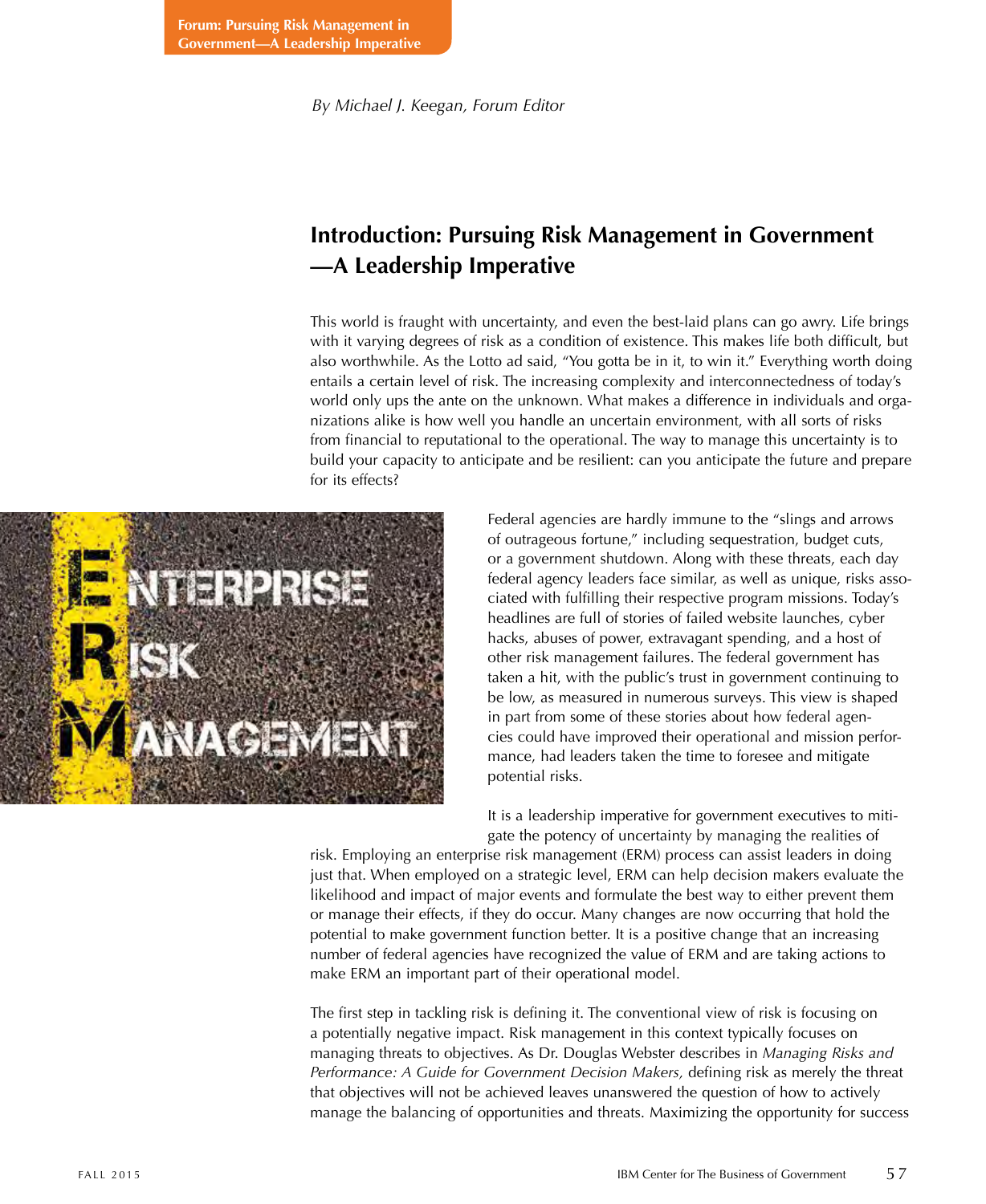By Michael J. Keegan, Forum Editor

# Introduction: Pursuing Risk Management in Government —A Leadership Imperative

This world is fraught with uncertainty, and even the best-laid plans can go awry. Life brings with it varying degrees of risk as a condition of existence. This makes life both difficult, but also worthwhile. As the Lotto ad said, "You gotta be in it, to win it." Everything worth doing entails a certain level of risk. The increasing complexity and interconnectedness of today's world only ups the ante on the unknown. What makes a difference in individuals and organizations alike is how well you handle an uncertain environment, with all sorts of risks from financial to reputational to the operational. The way to manage this uncertainty is to build your capacity to anticipate and be resilient: can you anticipate the future and prepare for its effects?

Federal agencies are hardly immune to the "slings and arrows of outrageous fortune," including sequestration, budget cuts, or a government shutdown. Along with these threats, each day federal agency leaders face similar, as well as unique, risks associated with fulfilling their respective program missions. Today's headlines are full of stories of failed website launches, cyber hacks, abuses of power, extravagant spending, and a host of other risk management failures. The federal government has taken a hit, with the public's trust in government continuing to be low, as measured in numerous surveys. This view is shaped in part from some of these stories about how federal agencies could have improved their operational and mission performance, had leaders taken the time to foresee and mitigate potential risks.

It is a leadership imperative for government executives to mitigate the potency of uncertainty by managing the realities of risk. Employing an enterprise risk management (ERM) process can assist leaders in doing just that. When employed on a strategic level, ERM can help decision makers evaluate the likelihood and impact of major events and formulate the best way to either prevent them or manage their effects, if they do occur. Many changes are now occurring that hold the potential to make government function better. It is a positive change that an increasing number of federal agencies have recognized the value of ERM and are taking actions to make ERM an important part of their operational model.

The first step in tackling risk is defining it. The conventional view of risk is focusing on a potentially negative impact. Risk management in this context typically focuses on managing threats to objectives. As Dr. Douglas Webster describes in *Managing Risks and Performance: A Guide for Government Decision Makers,* defining risk as merely the threat that objectives will not be achieved leaves unanswered the question of how to actively manage the balancing of opportunities and threats. Maximizing the opportunity for success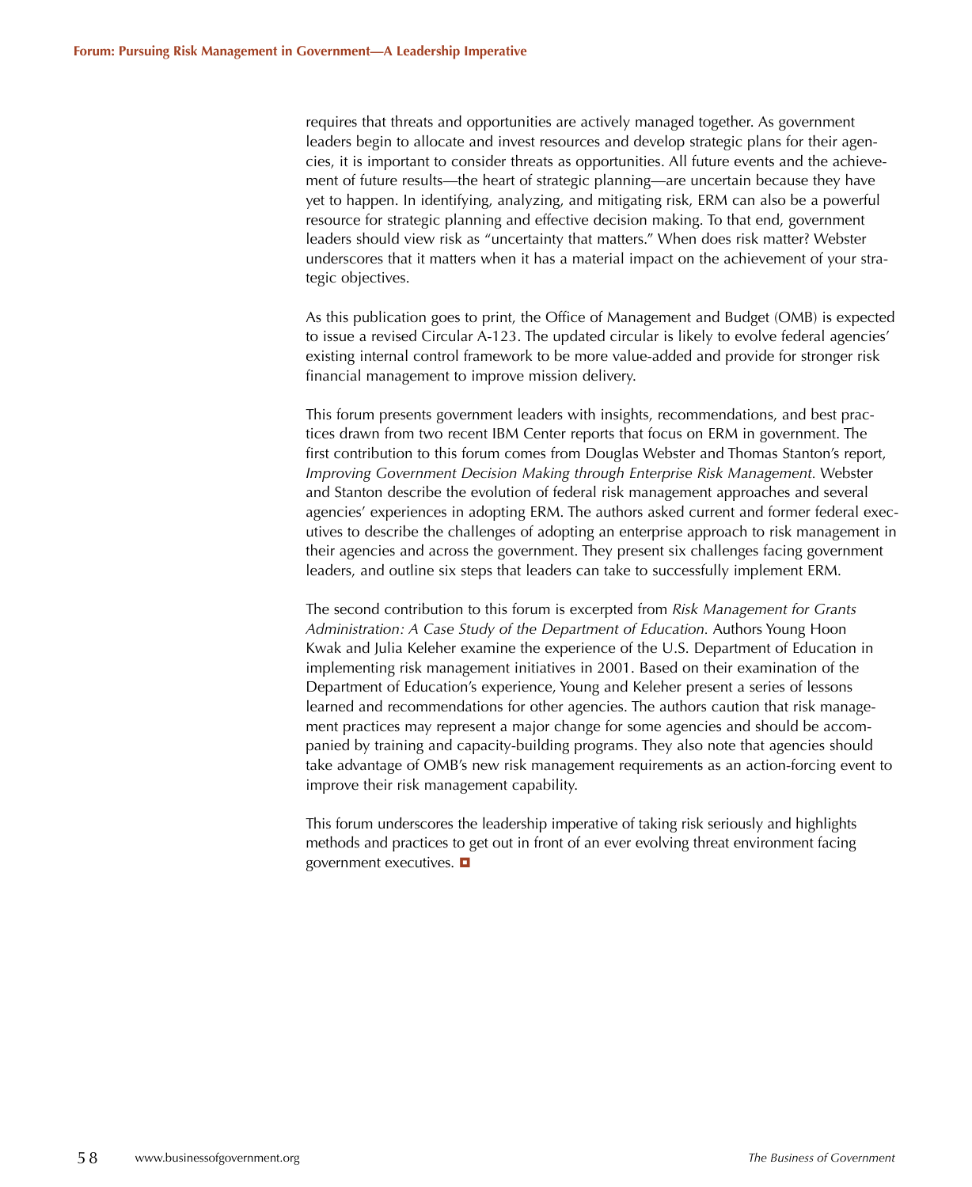requires that threats and opportunities are actively managed together. As government leaders begin to allocate and invest resources and develop strategic plans for their agencies, it is important to consider threats as opportunities. All future events and the achievement of future results—the heart of strategic planning—are uncertain because they have yet to happen. In identifying, analyzing, and mitigating risk, ERM can also be a powerful resource for strategic planning and effective decision making. To that end, government leaders should view risk as "uncertainty that matters." When does risk matter? Webster underscores that it matters when it has a material impact on the achievement of your strategic objectives.

As this publication goes to print, the Office of Management and Budget (OMB) is expected to issue a revised Circular A-123. The updated circular is likely to evolve federal agencies' existing internal control framework to be more value-added and provide for stronger risk financial management to improve mission delivery.

This forum presents government leaders with insights, recommendations, and best practices drawn from two recent IBM Center reports that focus on ERM in government. The first contribution to this forum comes from Douglas Webster and Thomas Stanton's report, *Improving Government Decision Making through Enterprise Risk Management.* Webster and Stanton describe the evolution of federal risk management approaches and several agencies' experiences in adopting ERM. The authors asked current and former federal executives to describe the challenges of adopting an enterprise approach to risk management in their agencies and across the government. They present six challenges facing government leaders, and outline six steps that leaders can take to successfully implement ERM.

The second contribution to this forum is excerpted from *Risk Management for Grants Administration: A Case Study of the Department of Education.* Authors Young Hoon Kwak and Julia Keleher examine the experience of the U.S. Department of Education in implementing risk management initiatives in 2001. Based on their examination of the Department of Education's experience, Young and Keleher present a series of lessons learned and recommendations for other agencies. The authors caution that risk management practices may represent a major change for some agencies and should be accompanied by training and capacity-building programs. They also note that agencies should take advantage of OMB's new risk management requirements as an action-forcing event to improve their risk management capability.

This forum underscores the leadership imperative of taking risk seriously and highlights methods and practices to get out in front of an ever evolving threat environment facing government executives.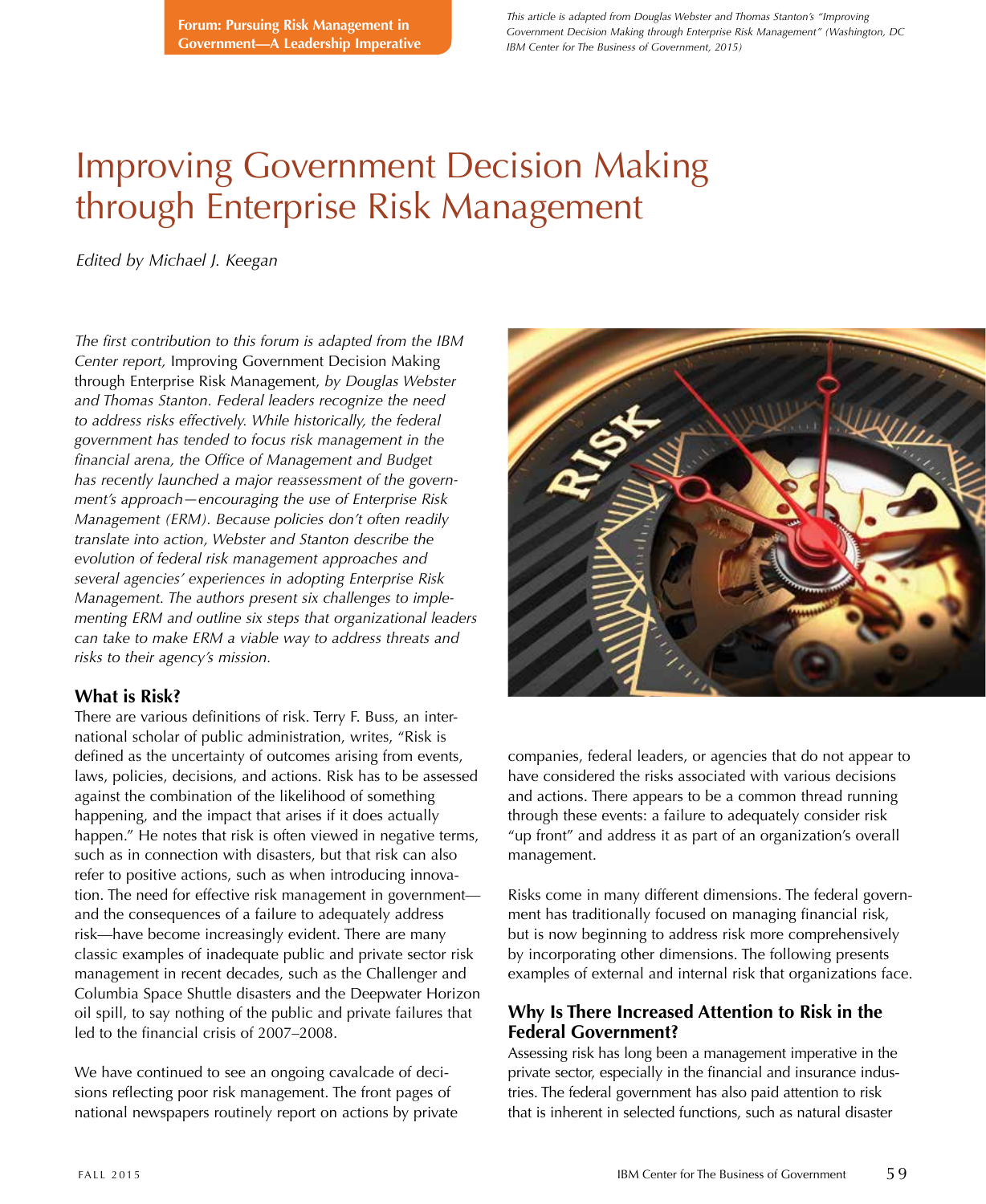Forum: Pursuing Risk Management in Government—A Leadership Imperative

*This article is adapted from Douglas Webster and Thomas Stanton's "Improving Government Decision Making through Enterprise Risk Management" (Washington, DC IBM Center for The Business of Government, 2015)*

# Improving Government Decision Making through Enterprise Risk Management

*Edited by Michael J. Keegan*

*The first contribution to this forum is adapted from the IBM Center report,* Improving Government Decision Making through Enterprise Risk Management, *by Douglas Webster and Thomas Stanton. Federal leaders recognize the need to address risks effectively. While historically, the federal government has tended to focus risk management in the financial arena, the Office of Management and Budget has recently launched a major reassessment of the government's approach—encouraging the use of Enterprise Risk Management (ERM). Because policies don't often readily translate into action, Webster and Stanton describe the evolution of federal risk management approaches and several agencies' experiences in adopting Enterprise Risk Management. The authors present six challenges to implementing ERM and outline six steps that organizational leaders can take to make ERM a viable way to address threats and risks to their agency's mission.*

## What is Risk?

There are various definitions of risk. Terry F. Buss, an international scholar of public administration, writes, "Risk is defined as the uncertainty of outcomes arising from events, laws, policies, decisions, and actions. Risk has to be assessed against the combination of the likelihood of something happening, and the impact that arises if it does actually happen." He notes that risk is often viewed in negative terms, such as in connection with disasters, but that risk can also refer to positive actions, such as when introducing innovation. The need for effective risk management in government—and the consequences of a failure to adequately address risk—have become increasingly evident. There are many classic examples of inadequate public and private sector risk management in recent decades, such as the Challenger and Columbia Space Shuttle disasters and the Deepwater Horizon oil spill, to say nothing of the public and private failures that led to the financial crisis of 2007–2008.

We have continued to see an ongoing cavalcade of decisions reflecting poor risk management. The front pages of national newspapers routinely report on actions by private companies, federal leaders, or agencies that do not appear to have considered the risks associated with various decisions and actions. There appears to be a common thread running through these events: a failure to adequately consider risk "up front" and address it as part of an organization's overall management.

Risks come in many different dimensions. The federal government has traditionally focused on managing financial risk, but is now beginning to address risk more comprehensively by incorporating other dimensions. The following presents examples of external and internal risk that organizations face.

## Why Is There Increased Attention to Risk in the Federal Government?

Assessing risk has long been a management imperative in the private sector, especially in the financial and insurance industries. The federal government has also paid attention to risk that is inherent in selected functions, such as natural disaster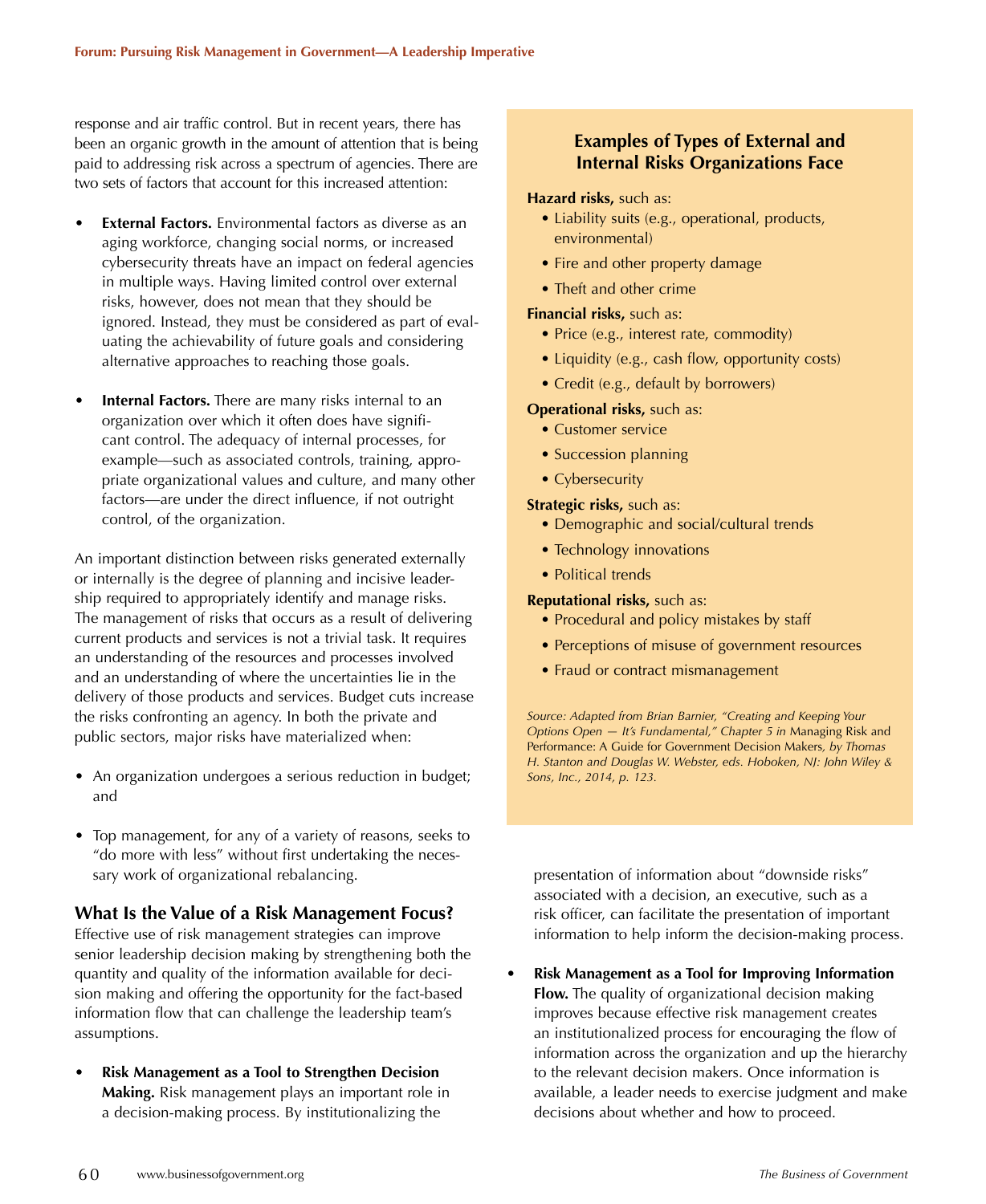response and air traffic control. But in recent years, there has been an organic growth in the amount of attention that is being paid to addressing risk across a spectrum of agencies. There are two sets of factors that account for this increased attention:

- **External Factors.** Environmental factors as diverse as an aging workforce, changing social norms, or increased cybersecurity threats have an impact on federal agencies in multiple ways. Having limited control over external risks, however, does not mean that they should be ignored. Instead, they must be considered as part of evaluating the achievability of future goals and considering alternative approaches to reaching those goals.

- **Internal Factors.** There are many risks internal to an organization over which it often does have significant control. The adequacy of internal processes, for example—such as associated controls, training, appropriate organizational values and culture, and many other factors—are under the direct influence, if not outright control, of the organization.

An important distinction between risks generated externally or internally is the degree of planning and incisive leadership required to appropriately identify and manage risks. The management of risks that occurs as a result of delivering current products and services is not a trivial task. It requires an understanding of the resources and processes involved and an understanding of where the uncertainties lie in the delivery of those products and services. Budget cuts increase the risks confronting an agency. In both the private and public sectors, major risks have materialized when:

- An organization undergoes a serious reduction in budget; and
- Top management, for any of a variety of reasons, seeks to "do more with less" without first undertaking the necessary work of organizational rebalancing.

### Examples of Types of External and Internal Risks Organizations Face

**Hazard risks,** such as:

- Liability suits (e.g., operational, products, environmental)
- Fire and other property damage
- Theft and other crime

**Financial risks,** such as:

- Price (e.g., interest rate, commodity)
- Liquidity (e.g., cash flow, opportunity costs)
- Credit (e.g., default by borrowers)

**Operational risks,** such as:

- Customer service
- Succession planning
- Cybersecurity

**Strategic risks,** such as:

- Demographic and social/cultural trends
- Technology innovations
- Political trends

**Reputational risks,** such as:

- Procedural and policy mistakes by staff
- Perceptions of misuse of government resources
- Fraud or contract mismanagement

*Source: Adapted from Brian Barnier, "Creating and Keeping Your Options Open — It's Fundamental," Chapter 5 in* Managing Risk and Performance: A Guide for Government Decision Makers*, by Thomas H. Stanton and Douglas W. Webster, eds. Hoboken, NJ: John Wiley & Sons, Inc., 2014, p. 123.*

## What Is the Value of a Risk Management Focus?

Effective use of risk management strategies can improve senior leadership decision making by strengthening both the quantity and quality of the information available for decision making and offering the opportunity for the fact-based information flow that can challenge the leadership team's assumptions.

- **Risk Management as a Tool to Strengthen Decision Making.** Risk management plays an important role in a decision-making process. By institutionalizing the presentation of information about "downside risks" associated with a decision, an executive, such as a risk officer, can facilitate the presentation of important information to help inform the decision-making process.

- **Risk Management as a Tool for Improving Information Flow.** The quality of organizational decision making improves because effective risk management creates an institutionalized process for encouraging the flow of information across the organization and up the hierarchy to the relevant decision makers. Once information is available, a leader needs to exercise judgment and make decisions about whether and how to proceed.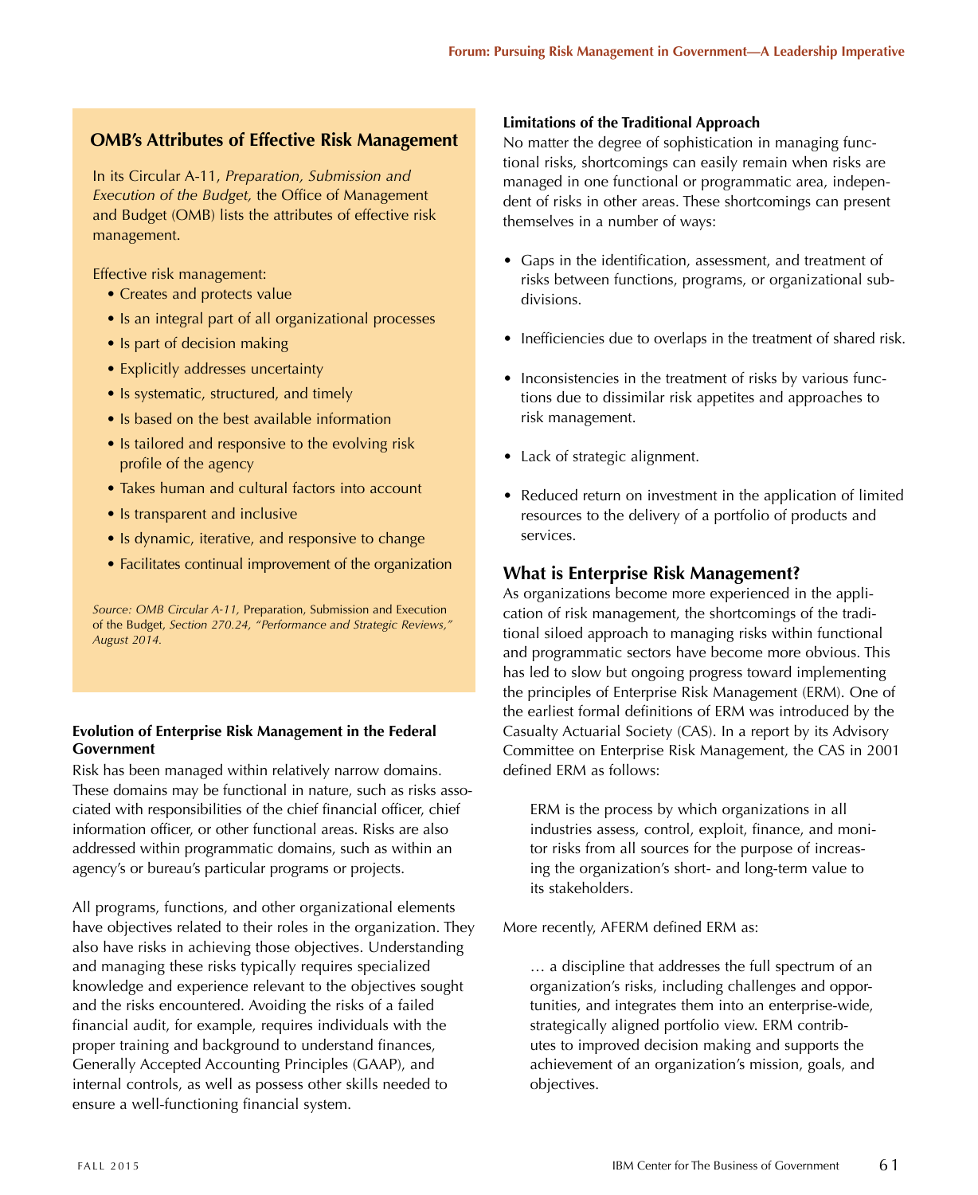## OMB's Attributes of Effective Risk Management

In its Circular A-11, *Preparation, Submission and Execution of the Budget,* the Office of Management and Budget (OMB) lists the attributes of effective risk management.

Effective risk management:

- Creates and protects value
- Is an integral part of all organizational processes
- Is part of decision making
- Explicitly addresses uncertainty
- Is systematic, structured, and timely
- Is based on the best available information
- Is tailored and responsive to the evolving risk profile of the agency
- Takes human and cultural factors into account
- Is transparent and inclusive
- Is dynamic, iterative, and responsive to change
- Facilitates continual improvement of the organization

*Source: OMB Circular A-11,* Preparation, Submission and Execution of the Budget, *Section 270.24, "Performance and Strategic Reviews," August 2014.*

**Evolution of Enterprise Risk Management in the Federal Government**

Risk has been managed within relatively narrow domains. These domains may be functional in nature, such as risks associated with responsibilities of the chief financial officer, chief information officer, or other functional areas. Risks are also addressed within programmatic domains, such as within an agency's or bureau's particular programs or projects.

All programs, functions, and other organizational elements have objectives related to their roles in the organization. They also have risks in achieving those objectives. Understanding and managing these risks typically requires specialized knowledge and experience relevant to the objectives sought and the risks encountered. Avoiding the risks of a failed financial audit, for example, requires individuals with the proper training and background to understand finances, Generally Accepted Accounting Principles (GAAP), and internal controls, as well as possess other skills needed to ensure a well-functioning financial system.

**Limitations of the Traditional Approach**

No matter the degree of sophistication in managing functional risks, shortcomings can easily remain when risks are managed in one functional or programmatic area, independent of risks in other areas. These shortcomings can present themselves in a number of ways:

- Gaps in the identification, assessment, and treatment of risks between functions, programs, or organizational subdivisions.
- Inefficiencies due to overlaps in the treatment of shared risk.
- Inconsistencies in the treatment of risks by various functions due to dissimilar risk appetites and approaches to risk management.
- Lack of strategic alignment.
- Reduced return on investment in the application of limited resources to the delivery of a portfolio of products and services.

## What is Enterprise Risk Management?

As organizations become more experienced in the application of risk management, the shortcomings of the traditional siloed approach to managing risks within functional and programmatic sectors have become more obvious. This has led to slow but ongoing progress toward implementing the principles of Enterprise Risk Management (ERM). One of the earliest formal definitions of ERM was introduced by the Casualty Actuarial Society (CAS). In a report by its Advisory Committee on Enterprise Risk Management, the CAS in 2001 defined ERM as follows:

> ERM is the process by which organizations in all industries assess, control, exploit, finance, and monitor risks from all sources for the purpose of increasing the organization's short- and long-term value to its stakeholders.

More recently, AFERM defined ERM as:

> … a discipline that addresses the full spectrum of an organization's risks, including challenges and opportunities, and integrates them into an enterprise-wide, strategically aligned portfolio view. ERM contributes to improved decision making and supports the achievement of an organization's mission, goals, and objectives.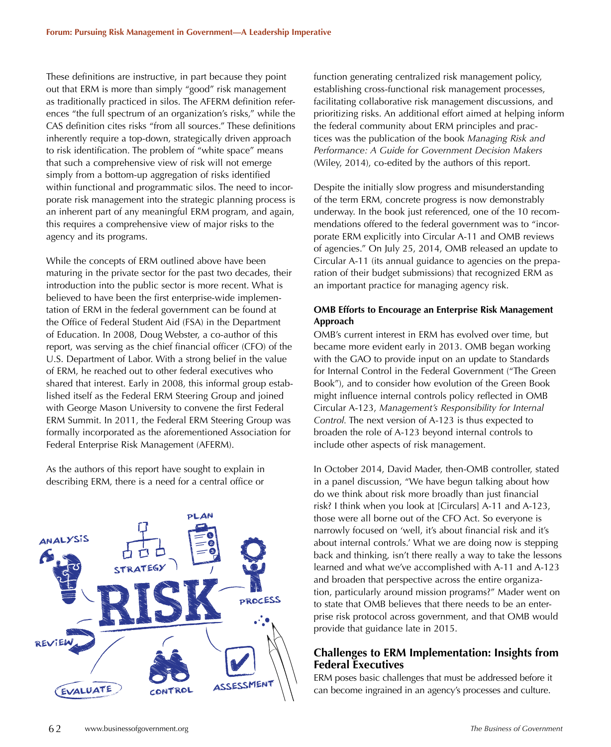These definitions are instructive, in part because they point out that ERM is more than simply "good" risk management as traditionally practiced in silos. The AFERM definition references "the full spectrum of an organization's risks," while the CAS definition cites risks "from all sources." These definitions inherently require a top-down, strategically driven approach to risk identification. The problem of "white space" means that such a comprehensive view of risk will not emerge simply from a bottom-up aggregation of risks identified within functional and programmatic silos. The need to incorporate risk management into the strategic planning process is an inherent part of any meaningful ERM program, and again, this requires a comprehensive view of major risks to the agency and its programs.

While the concepts of ERM outlined above have been maturing in the private sector for the past two decades, their introduction into the public sector is more recent. What is believed to have been the first enterprise-wide implementation of ERM in the federal government can be found at the Office of Federal Student Aid (FSA) in the Department of Education. In 2008, Doug Webster, a co-author of this report, was serving as the chief financial officer (CFO) of the U.S. Department of Labor. With a strong belief in the value of ERM, he reached out to other federal executives who shared that interest. Early in 2008, this informal group established itself as the Federal ERM Steering Group and joined with George Mason University to convene the first Federal ERM Summit. In 2011, the Federal ERM Steering Group was formally incorporated as the aforementioned Association for Federal Enterprise Risk Management (AFERM).

As the authors of this report have sought to explain in describing ERM, there is a need for a central office or function generating centralized risk management policy, establishing cross-functional risk management processes, facilitating collaborative risk management discussions, and prioritizing risks. An additional effort aimed at helping inform the federal community about ERM principles and practices was the publication of the book *Managing Risk and Performance: A Guide for Government Decision Makers* (Wiley, 2014), co-edited by the authors of this report.

Despite the initially slow progress and misunderstanding of the term ERM, concrete progress is now demonstrably underway. In the book just referenced, one of the 10 recommendations offered to the federal government was to "incorporate ERM explicitly into Circular A-11 and OMB reviews of agencies." On July 25, 2014, OMB released an update to Circular A-11 (its annual guidance to agencies on the preparation of their budget submissions) that recognized ERM as an important practice for managing agency risk.

**OMB Efforts to Encourage an Enterprise Risk Management Approach**

OMB's current interest in ERM has evolved over time, but became more evident early in 2013. OMB began working with the GAO to provide input on an update to Standards for Internal Control in the Federal Government ("The Green Book"), and to consider how evolution of the Green Book might influence internal controls policy reflected in OMB Circular A-123, *Management's Responsibility for Internal Control*. The next version of A-123 is thus expected to broaden the role of A-123 beyond internal controls to include other aspects of risk management.

In October 2014, David Mader, then-OMB controller, stated in a panel discussion, "We have begun talking about how do we think about risk more broadly than just financial risk? I think when you look at [Circulars] A-11 and A-123, those were all borne out of the CFO Act. So everyone is narrowly focused on 'well, it's about financial risk and it's about internal controls.' What we are doing now is stepping back and thinking, isn't there really a way to take the lessons learned and what we've accomplished with A-11 and A-123 and broaden that perspective across the entire organization, particularly around mission programs?" Mader went on to state that OMB believes that there needs to be an enterprise risk protocol across government, and that OMB would provide that guidance late in 2015.

## Challenges to ERM Implementation: Insights from Federal Executives

ERM poses basic challenges that must be addressed before it can become ingrained in an agency's processes and culture.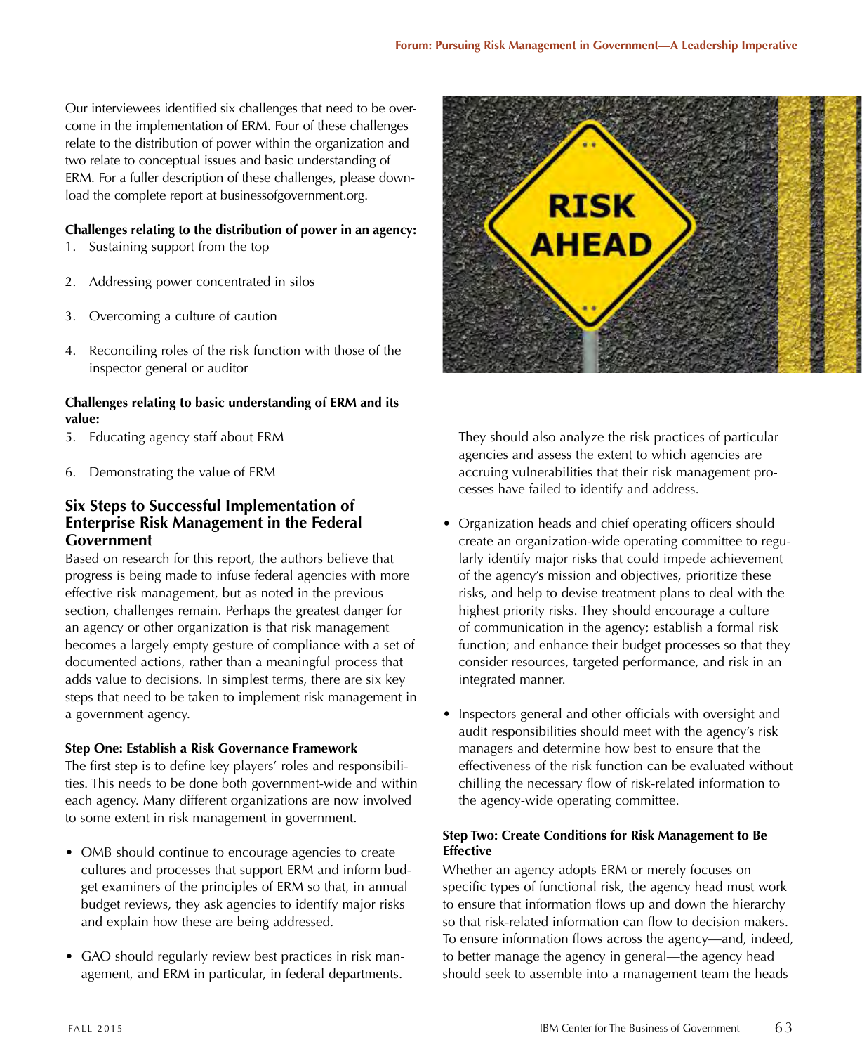Our interviewees identified six challenges that need to be overcome in the implementation of ERM. Four of these challenges relate to the distribution of power within the organization and two relate to conceptual issues and basic understanding of ERM. For a fuller description of these challenges, please download the complete report at businessofgovernment.org.

**Challenges relating to the distribution of power in an agency:**

1. Sustaining support from the top
2. Addressing power concentrated in silos
3. Overcoming a culture of caution
4. Reconciling roles of the risk function with those of the inspector general or auditor

**Challenges relating to basic understanding of ERM and its value:**

5. Educating agency staff about ERM
6. Demonstrating the value of ERM

## Six Steps to Successful Implementation of Enterprise Risk Management in the Federal Government

Based on research for this report, the authors believe that progress is being made to infuse federal agencies with more effective risk management, but as noted in the previous section, challenges remain. Perhaps the greatest danger for an agency or other organization is that risk management becomes a largely empty gesture of compliance with a set of documented actions, rather than a meaningful process that adds value to decisions. In simplest terms, there are six key steps that need to be taken to implement risk management in a government agency.

### Step One: Establish a Risk Governance Framework

The first step is to define key players' roles and responsibilities. This needs to be done both government-wide and within each agency. Many different organizations are now involved to some extent in risk management in government.

- OMB should continue to encourage agencies to create cultures and processes that support ERM and inform budget examiners of the principles of ERM so that, in annual budget reviews, they ask agencies to identify major risks and explain how these are being addressed.
- GAO should regularly review best practices in risk management, and ERM in particular, in federal departments. They should also analyze the risk practices of particular agencies and assess the extent to which agencies are accruing vulnerabilities that their risk management processes have failed to identify and address.
- Organization heads and chief operating officers should create an organization-wide operating committee to regularly identify major risks that could impede achievement of the agency's mission and objectives, prioritize these risks, and help to devise treatment plans to deal with the highest priority risks. They should encourage a culture of communication in the agency; establish a formal risk function; and enhance their budget processes so that they consider resources, targeted performance, and risk in an integrated manner.
- Inspectors general and other officials with oversight and audit responsibilities should meet with the agency's risk managers and determine how best to ensure that the effectiveness of the risk function can be evaluated without chilling the necessary flow of risk-related information to the agency-wide operating committee.

### Step Two: Create Conditions for Risk Management to Be Effective

Whether an agency adopts ERM or merely focuses on specific types of functional risk, the agency head must work to ensure that information flows up and down the hierarchy so that risk-related information can flow to decision makers. To ensure information flows across the agency—and, indeed, to better manage the agency in general—the agency head should seek to assemble into a management team the heads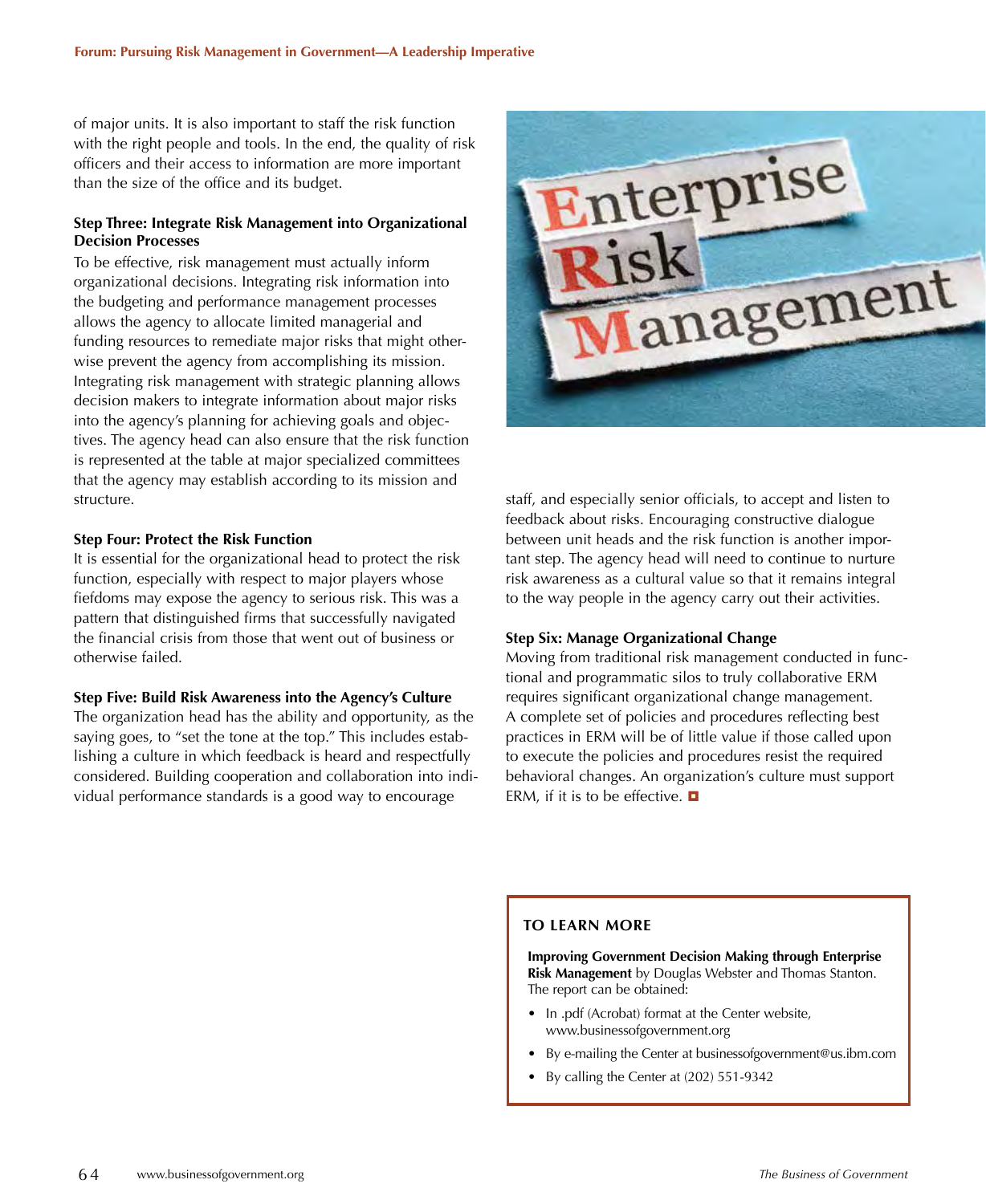of major units. It is also important to staff the risk function with the right people and tools. In the end, the quality of risk officers and their access to information are more important than the size of the office and its budget.

**Step Three: Integrate Risk Management into Organizational Decision Processes**

To be effective, risk management must actually inform organizational decisions. Integrating risk information into the budgeting and performance management processes allows the agency to allocate limited managerial and funding resources to remediate major risks that might otherwise prevent the agency from accomplishing its mission. Integrating risk management with strategic planning allows decision makers to integrate information about major risks into the agency's planning for achieving goals and objectives. The agency head can also ensure that the risk function is represented at the table at major specialized committees that the agency may establish according to its mission and structure.

**Step Four: Protect the Risk Function**

It is essential for the organizational head to protect the risk function, especially with respect to major players whose fiefdoms may expose the agency to serious risk. This was a pattern that distinguished firms that successfully navigated the financial crisis from those that went out of business or otherwise failed.

**Step Five: Build Risk Awareness into the Agency's Culture**

The organization head has the ability and opportunity, as the saying goes, to "set the tone at the top." This includes establishing a culture in which feedback is heard and respectfully considered. Building cooperation and collaboration into individual performance standards is a good way to encourage staff, and especially senior officials, to accept and listen to feedback about risks. Encouraging constructive dialogue between unit heads and the risk function is another important step. The agency head will need to continue to nurture risk awareness as a cultural value so that it remains integral to the way people in the agency carry out their activities.

**Step Six: Manage Organizational Change**

Moving from traditional risk management conducted in functional and programmatic silos to truly collaborative ERM requires significant organizational change management. A complete set of policies and procedures reflecting best practices in ERM will be of little value if those called upon to execute the policies and procedures resist the required behavioral changes. An organization's culture must support ERM, if it is to be effective.

**TO LEARN MORE**

**Improving Government Decision Making through Enterprise Risk Management** by Douglas Webster and Thomas Stanton. The report can be obtained:

- In .pdf (Acrobat) format at the Center website, www.businessofgovernment.org
- By e-mailing the Center at businessofgovernment@us.ibm.com
- By calling the Center at (202) 551-9342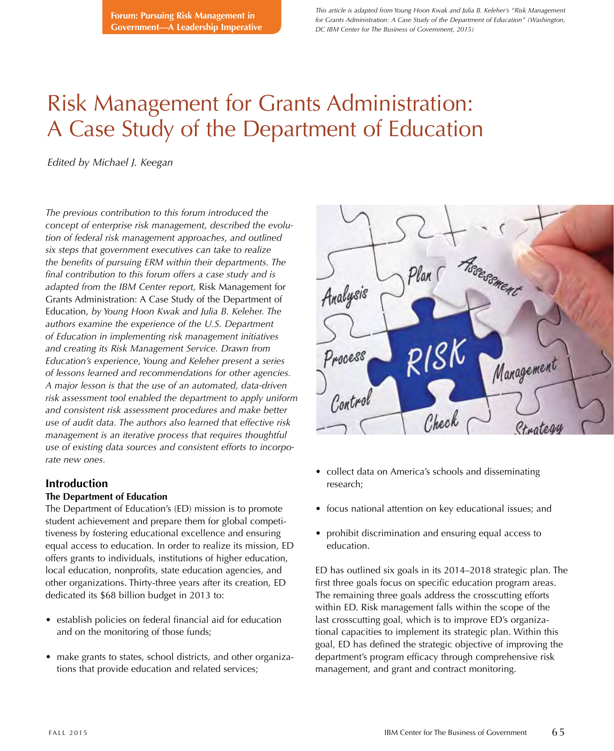Forum: Pursuing Risk Management in Government—A Leadership Imperative

*This article is adapted from Young Hoon Kwak and Julia B. Keleher's "Risk Management for Grants Administration: A Case Study of the Department of Education" (Washington, DC IBM Center for The Business of Government, 2015)*

# Risk Management for Grants Administration: A Case Study of the Department of Education

*Edited by Michael J. Keegan*

*The previous contribution to this forum introduced the concept of enterprise risk management, described the evolution of federal risk management approaches, and outlined six steps that government executives can take to realize the benefits of pursuing ERM within their departments. The final contribution to this forum offers a case study and is adapted from the IBM Center report,* Risk Management for Grants Administration: A Case Study of the Department of Education, *by Young Hoon Kwak and Julia B. Keleher. The authors examine the experience of the U.S. Department of Education in implementing risk management initiatives and creating its Risk Management Service. Drawn from Education's experience, Young and Keleher present a series of lessons learned and recommendations for other agencies. A major lesson is that the use of an automated, data-driven risk assessment tool enabled the department to apply uniform and consistent risk assessment procedures and make better use of audit data. The authors also learned that effective risk management is an iterative process that requires thoughtful use of existing data sources and consistent efforts to incorporate new ones.*

## Introduction

### The Department of Education

The Department of Education's (ED) mission is to promote student achievement and prepare them for global competitiveness by fostering educational excellence and ensuring equal access to education. In order to realize its mission, ED offers grants to individuals, institutions of higher education, local education, nonprofits, state education agencies, and other organizations. Thirty-three years after its creation, ED dedicated its $68 billion budget in 2013 to:

- establish policies on federal financial aid for education and on the monitoring of those funds;
- make grants to states, school districts, and other organizations that provide education and related services;
- collect data on America's schools and disseminating research;
- focus national attention on key educational issues; and
- prohibit discrimination and ensuring equal access to education.

ED has outlined six goals in its 2014–2018 strategic plan. The first three goals focus on specific education program areas. The remaining three goals address the crosscutting efforts within ED. Risk management falls within the scope of the last crosscutting goal, which is to improve ED's organizational capacities to implement its strategic plan. Within this goal, ED has defined the strategic objective of improving the department's program efficacy through comprehensive risk management, and grant and contract monitoring.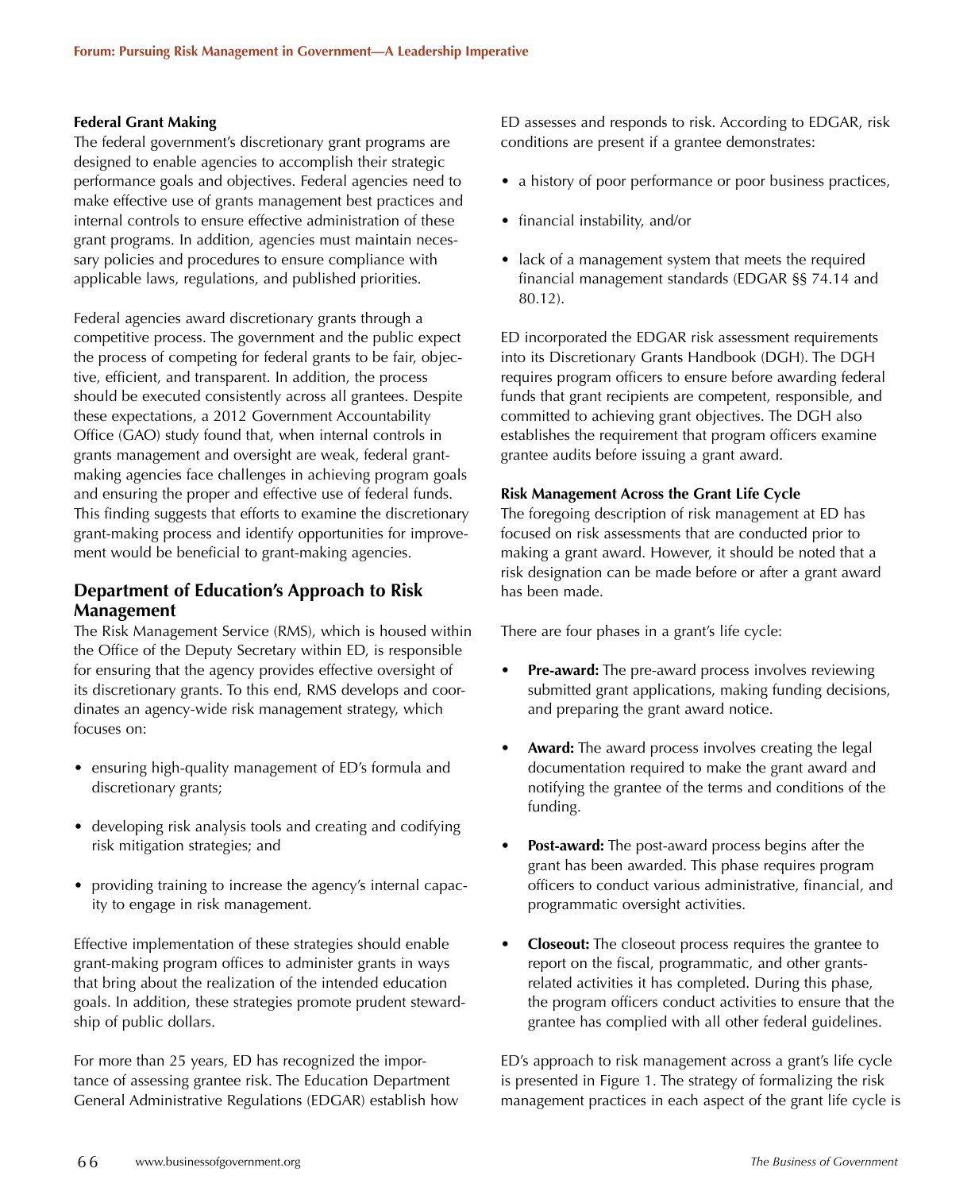### Federal Grant Making

The federal government's discretionary grant programs are designed to enable agencies to accomplish their strategic performance goals and objectives. Federal agencies need to make effective use of grants management best practices and internal controls to ensure effective administration of these grant programs. In addition, agencies must maintain necessary policies and procedures to ensure compliance with applicable laws, regulations, and published priorities.

Federal agencies award discretionary grants through a competitive process. The government and the public expect the process of competing for federal grants to be fair, objective, efficient, and transparent. In addition, the process should be executed consistently across all grantees. Despite these expectations, a 2012 Government Accountability Office (GAO) study found that, when internal controls in grants management and oversight are weak, federal grant-making agencies face challenges in achieving program goals and ensuring the proper and effective use of federal funds. This finding suggests that efforts to examine the discretionary grant-making process and identify opportunities for improvement would be beneficial to grant-making agencies.

## Department of Education's Approach to Risk Management

The Risk Management Service (RMS), which is housed within the Office of the Deputy Secretary within ED, is responsible for ensuring that the agency provides effective oversight of its discretionary grants. To this end, RMS develops and coordinates an agency-wide risk management strategy, which focuses on:

- ensuring high-quality management of ED's formula and discretionary grants;
- developing risk analysis tools and creating and codifying risk mitigation strategies; and
- providing training to increase the agency's internal capacity to engage in risk management.

Effective implementation of these strategies should enable grant-making program offices to administer grants in ways that bring about the realization of the intended education goals. In addition, these strategies promote prudent stewardship of public dollars.

For more than 25 years, ED has recognized the importance of assessing grantee risk. The Education Department General Administrative Regulations (EDGAR) establish how ED assesses and responds to risk. According to EDGAR, risk conditions are present if a grantee demonstrates:

- a history of poor performance or poor business practices,
- financial instability, and/or
- lack of a management system that meets the required financial management standards (EDGAR §§ 74.14 and 80.12).

ED incorporated the EDGAR risk assessment requirements into its Discretionary Grants Handbook (DGH). The DGH requires program officers to ensure before awarding federal funds that grant recipients are competent, responsible, and committed to achieving grant objectives. The DGH also establishes the requirement that program officers examine grantee audits before issuing a grant award.

### Risk Management Across the Grant Life Cycle

The foregoing description of risk management at ED has focused on risk assessments that are conducted prior to making a grant award. However, it should be noted that a risk designation can be made before or after a grant award has been made.

There are four phases in a grant's life cycle:

- **Pre-award:** The pre-award process involves reviewing submitted grant applications, making funding decisions, and preparing the grant award notice.
- **Award:** The award process involves creating the legal documentation required to make the grant award and notifying the grantee of the terms and conditions of the funding.
- **Post-award:** The post-award process begins after the grant has been awarded. This phase requires program officers to conduct various administrative, financial, and programmatic oversight activities.
- **Closeout:** The closeout process requires the grantee to report on the fiscal, programmatic, and other grants-related activities it has completed. During this phase, the program officers conduct activities to ensure that the grantee has complied with all other federal guidelines.

ED's approach to risk management across a grant's life cycle is presented in Figure 1. The strategy of formalizing the risk management practices in each aspect of the grant life cycle is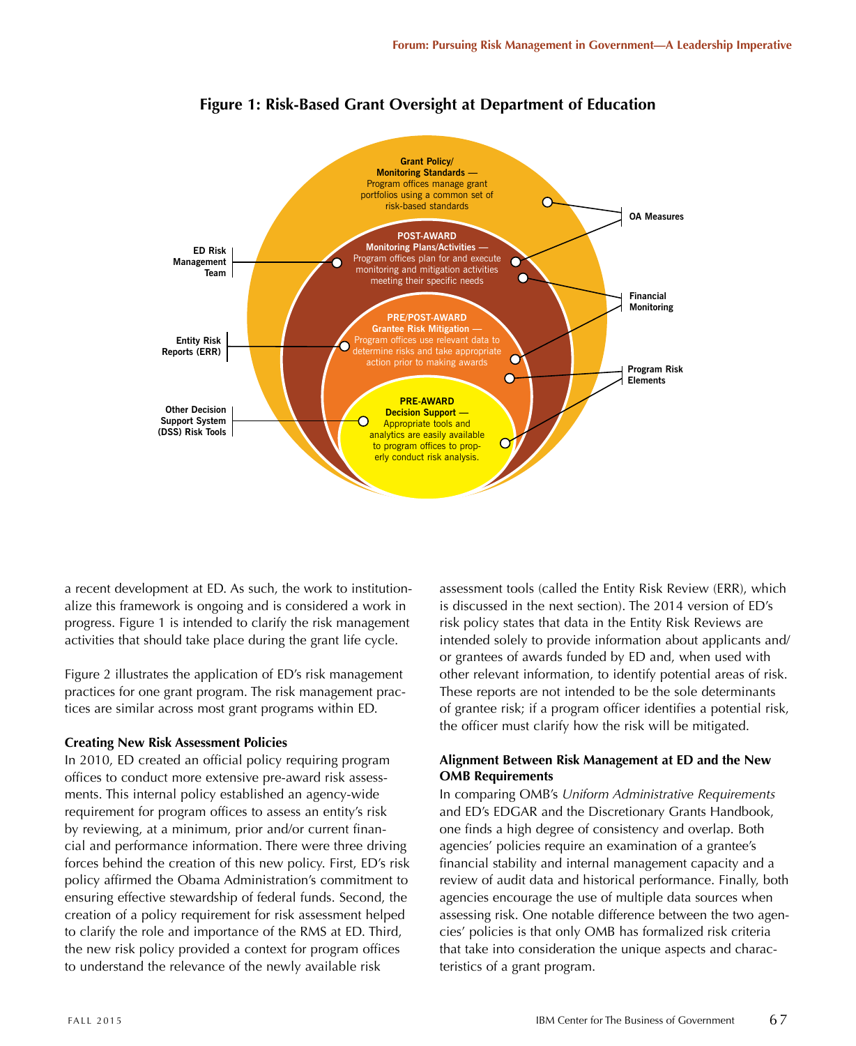## Figure 1: Risk-Based Grant Oversight at Department of Education

**Grant Policy/ Monitoring Standards —** Program offices manage grant portfolios using a common set of risk-based standards

**POST-AWARD Monitoring Plans/Activities —** Program offices plan for and execute monitoring and mitigation activities meeting their specific needs

**PRE/POST-AWARD Grantee Risk Mitigation —** Program offices use relevant data to determine risks and take appropriate action prior to making awards

**PRE-AWARD Decision Support —** Appropriate tools and analytics are easily available to program offices to properly conduct risk analysis.

**ED Risk Management Team**

**Entity Risk Reports (ERR)**

**Other Decision Support System (DSS) Risk Tools**

**OA Measures**

**Financial Monitoring**

**Program Risk Elements**

a recent development at ED. As such, the work to institutionalize this framework is ongoing and is considered a work in progress. Figure 1 is intended to clarify the risk management activities that should take place during the grant life cycle.

Figure 2 illustrates the application of ED's risk management practices for one grant program. The risk management practices are similar across most grant programs within ED.

### Creating New Risk Assessment Policies

In 2010, ED created an official policy requiring program offices to conduct more extensive pre-award risk assessments. This internal policy established an agency-wide requirement for program offices to assess an entity's risk by reviewing, at a minimum, prior and/or current financial and performance information. There were three driving forces behind the creation of this new policy. First, ED's risk policy affirmed the Obama Administration's commitment to ensuring effective stewardship of federal funds. Second, the creation of a policy requirement for risk assessment helped to clarify the role and importance of the RMS at ED. Third, the new risk policy provided a context for program offices to understand the relevance of the newly available risk assessment tools (called the Entity Risk Review (ERR), which is discussed in the next section). The 2014 version of ED's risk policy states that data in the Entity Risk Reviews are intended solely to provide information about applicants and/or grantees of awards funded by ED and, when used with other relevant information, to identify potential areas of risk. These reports are not intended to be the sole determinants of grantee risk; if a program officer identifies a potential risk, the officer must clarify how the risk will be mitigated.

### Alignment Between Risk Management at ED and the New OMB Requirements

In comparing OMB's *Uniform Administrative Requirements* and ED's EDGAR and the Discretionary Grants Handbook, one finds a high degree of consistency and overlap. Both agencies' policies require an examination of a grantee's financial stability and internal management capacity and a review of audit data and historical performance. Finally, both agencies encourage the use of multiple data sources when assessing risk. One notable difference between the two agencies' policies is that only OMB has formalized risk criteria that take into consideration the unique aspects and characteristics of a grant program.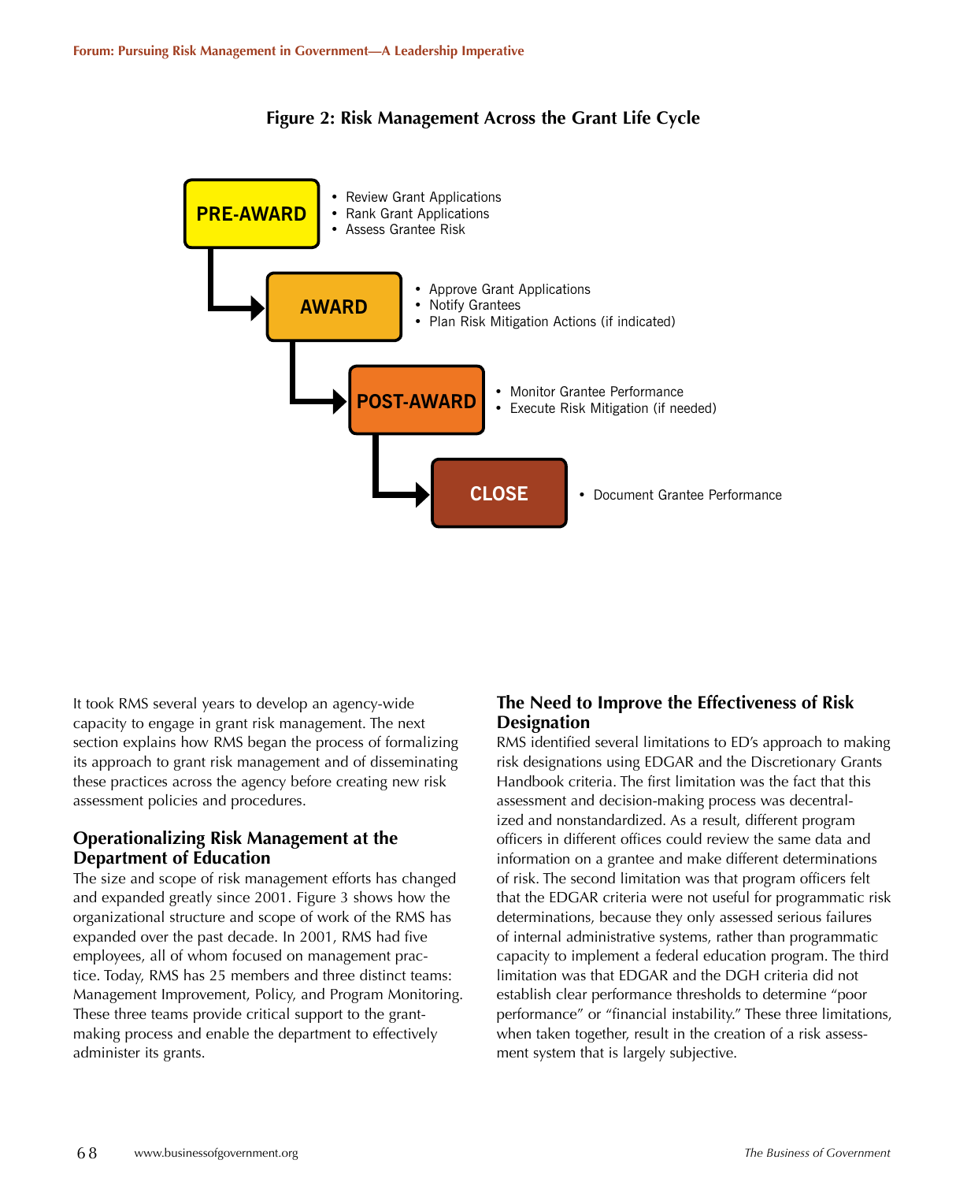**Figure 2: Risk Management Across the Grant Life Cycle**

**PRE-AWARD**
- Review Grant Applications
- Rank Grant Applications
- Assess Grantee Risk

**AWARD**
- Approve Grant Applications
- Notify Grantees
- Plan Risk Mitigation Actions (if indicated)

**POST-AWARD**
- Monitor Grantee Performance
- Execute Risk Mitigation (if needed)

**CLOSE**
- Document Grantee Performance

It took RMS several years to develop an agency-wide capacity to engage in grant risk management. The next section explains how RMS began the process of formalizing its approach to grant risk management and of disseminating these practices across the agency before creating new risk assessment policies and procedures.

## Operationalizing Risk Management at the Department of Education

The size and scope of risk management efforts has changed and expanded greatly since 2001. Figure 3 shows how the organizational structure and scope of work of the RMS has expanded over the past decade. In 2001, RMS had five employees, all of whom focused on management practice. Today, RMS has 25 members and three distinct teams: Management Improvement, Policy, and Program Monitoring. These three teams provide critical support to the grant-making process and enable the department to effectively administer its grants.

## The Need to Improve the Effectiveness of Risk Designation

RMS identified several limitations to ED's approach to making risk designations using EDGAR and the Discretionary Grants Handbook criteria. The first limitation was the fact that this assessment and decision-making process was decentralized and nonstandardized. As a result, different program officers in different offices could review the same data and information on a grantee and make different determinations of risk. The second limitation was that program officers felt that the EDGAR criteria were not useful for programmatic risk determinations, because they only assessed serious failures of internal administrative systems, rather than programmatic capacity to implement a federal education program. The third limitation was that EDGAR and the DGH criteria did not establish clear performance thresholds to determine "poor performance" or "financial instability." These three limitations, when taken together, result in the creation of a risk assessment system that is largely subjective.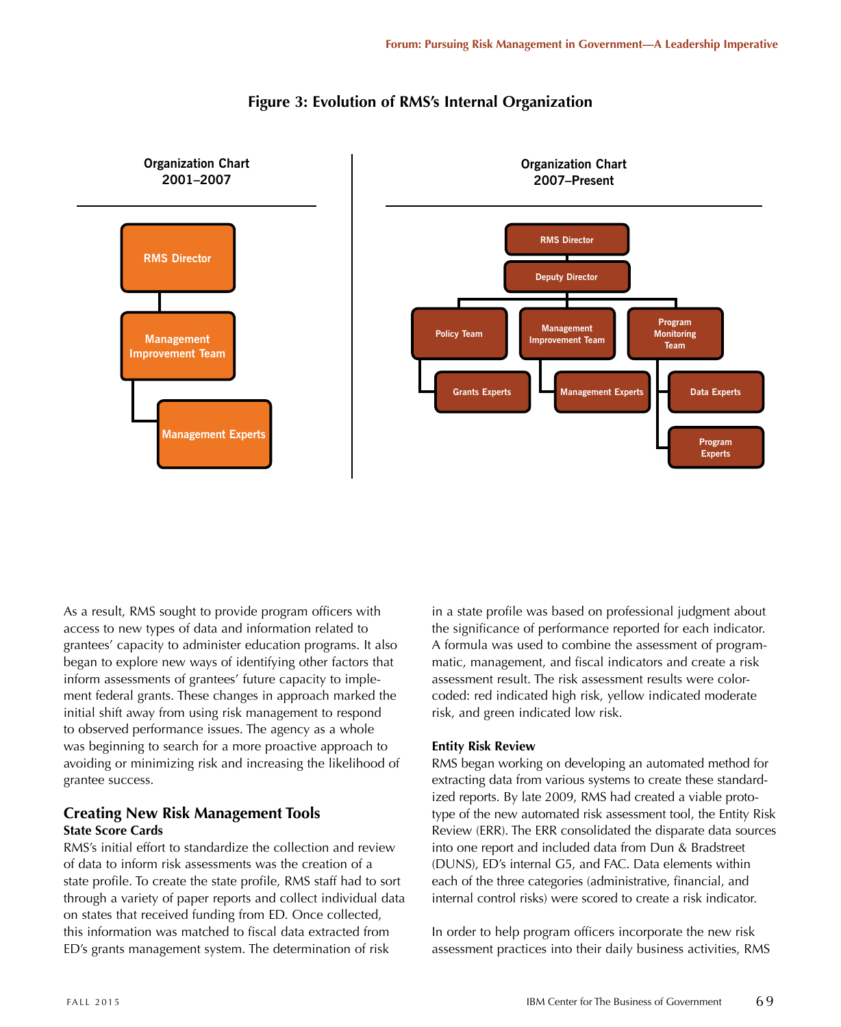**Figure 3: Evolution of RMS's Internal Organization**

**Organization Chart 2001–2007**

- RMS Director
  - Management Improvement Team
    - Management Experts

**Organization Chart 2007–Present**

- RMS Director
  - Deputy Director
    - Policy Team
      - Grants Experts
    - Management Improvement Team
      - Management Experts
    - Program Monitoring Team
      - Data Experts
      - Program Experts

As a result, RMS sought to provide program officers with access to new types of data and information related to grantees' capacity to administer education programs. It also began to explore new ways of identifying other factors that inform assessments of grantees' future capacity to implement federal grants. These changes in approach marked the initial shift away from using risk management to respond to observed performance issues. The agency as a whole was beginning to search for a more proactive approach to avoiding or minimizing risk and increasing the likelihood of grantee success.

## Creating New Risk Management Tools

### State Score Cards

RMS's initial effort to standardize the collection and review of data to inform risk assessments was the creation of a state profile. To create the state profile, RMS staff had to sort through a variety of paper reports and collect individual data on states that received funding from ED. Once collected, this information was matched to fiscal data extracted from ED's grants management system. The determination of risk in a state profile was based on professional judgment about the significance of performance reported for each indicator. A formula was used to combine the assessment of programmatic, management, and fiscal indicators and create a risk assessment result. The risk assessment results were color-coded: red indicated high risk, yellow indicated moderate risk, and green indicated low risk.

### Entity Risk Review

RMS began working on developing an automated method for extracting data from various systems to create these standardized reports. By late 2009, RMS had created a viable prototype of the new automated risk assessment tool, the Entity Risk Review (ERR). The ERR consolidated the disparate data sources into one report and included data from Dun & Bradstreet (DUNS), ED's internal G5, and FAC. Data elements within each of the three categories (administrative, financial, and internal control risks) were scored to create a risk indicator.

In order to help program officers incorporate the new risk assessment practices into their daily business activities, RMS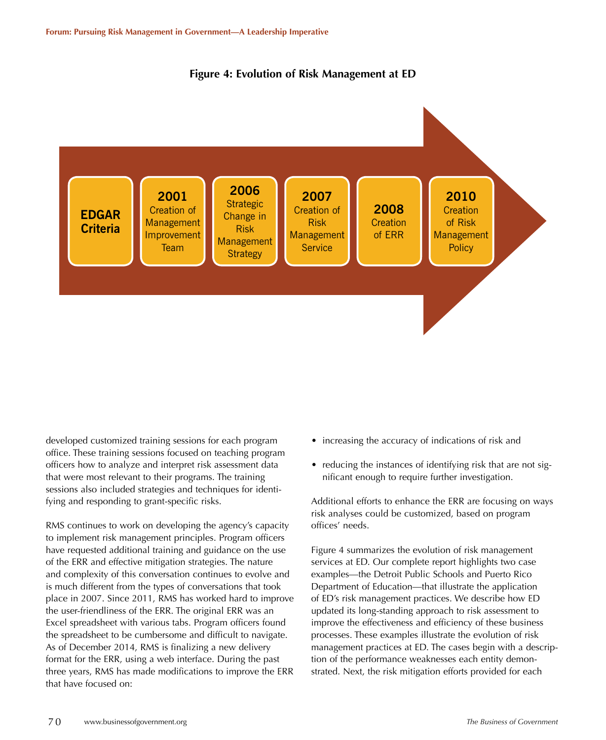**Figure 4: Evolution of Risk Management at ED**

- **EDGAR Criteria**
- **2001** Creation of Management Improvement Team
- **2006** Strategic Change in Risk Management Strategy
- **2007** Creation of Risk Management Service
- **2008** Creation of ERR
- **2010** Creation of Risk Management Policy

developed customized training sessions for each program office. These training sessions focused on teaching program officers how to analyze and interpret risk assessment data that were most relevant to their programs. The training sessions also included strategies and techniques for identifying and responding to grant-specific risks.

RMS continues to work on developing the agency's capacity to implement risk management principles. Program officers have requested additional training and guidance on the use of the ERR and effective mitigation strategies. The nature and complexity of this conversation continues to evolve and is much different from the types of conversations that took place in 2007. Since 2011, RMS has worked hard to improve the user-friendliness of the ERR. The original ERR was an Excel spreadsheet with various tabs. Program officers found the spreadsheet to be cumbersome and difficult to navigate. As of December 2014, RMS is finalizing a new delivery format for the ERR, using a web interface. During the past three years, RMS has made modifications to improve the ERR that have focused on:

- increasing the accuracy of indications of risk and
- reducing the instances of identifying risk that are not significant enough to require further investigation.

Additional efforts to enhance the ERR are focusing on ways risk analyses could be customized, based on program offices' needs.

Figure 4 summarizes the evolution of risk management services at ED. Our complete report highlights two case examples—the Detroit Public Schools and Puerto Rico Department of Education—that illustrate the application of ED's risk management practices. We describe how ED updated its long-standing approach to risk assessment to improve the effectiveness and efficiency of these business processes. These examples illustrate the evolution of risk management practices at ED. The cases begin with a description of the performance weaknesses each entity demonstrated. Next, the risk mitigation efforts provided for each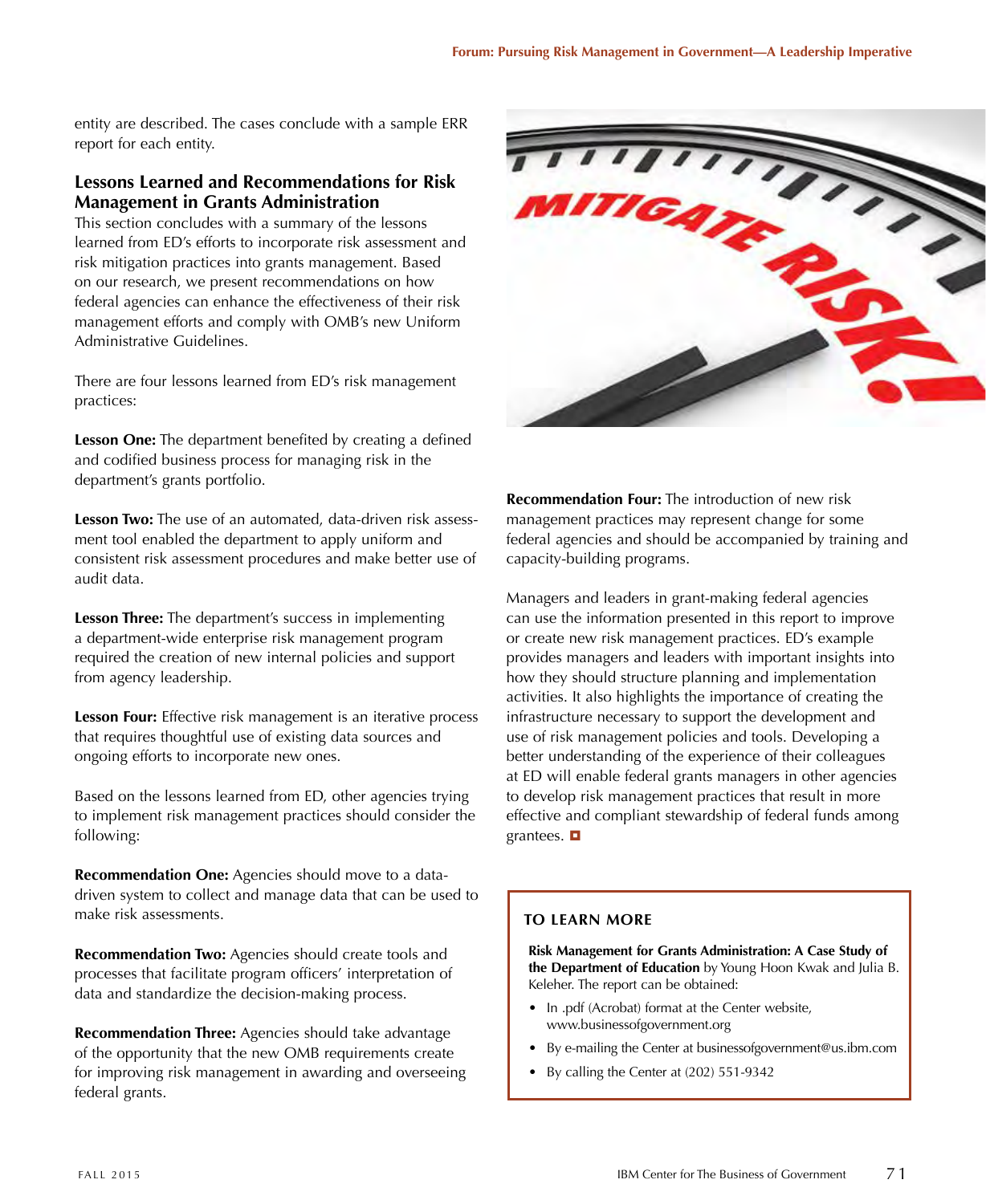entity are described. The cases conclude with a sample ERR report for each entity.

### Lessons Learned and Recommendations for Risk Management in Grants Administration

This section concludes with a summary of the lessons learned from ED's efforts to incorporate risk assessment and risk mitigation practices into grants management. Based on our research, we present recommendations on how federal agencies can enhance the effectiveness of their risk management efforts and comply with OMB's new Uniform Administrative Guidelines.

There are four lessons learned from ED's risk management practices:

**Lesson One:** The department benefited by creating a defined and codified business process for managing risk in the department's grants portfolio.

**Lesson Two:** The use of an automated, data-driven risk assessment tool enabled the department to apply uniform and consistent risk assessment procedures and make better use of audit data.

**Lesson Three:** The department's success in implementing a department-wide enterprise risk management program required the creation of new internal policies and support from agency leadership.

**Lesson Four:** Effective risk management is an iterative process that requires thoughtful use of existing data sources and ongoing efforts to incorporate new ones.

Based on the lessons learned from ED, other agencies trying to implement risk management practices should consider the following:

**Recommendation One:** Agencies should move to a data-driven system to collect and manage data that can be used to make risk assessments.

**Recommendation Two:** Agencies should create tools and processes that facilitate program officers' interpretation of data and standardize the decision-making process.

**Recommendation Three:** Agencies should take advantage of the opportunity that the new OMB requirements create for improving risk management in awarding and overseeing federal grants.

**Recommendation Four:** The introduction of new risk management practices may represent change for some federal agencies and should be accompanied by training and capacity-building programs.

Managers and leaders in grant-making federal agencies can use the information presented in this report to improve or create new risk management practices. ED's example provides managers and leaders with important insights into how they should structure planning and implementation activities. It also highlights the importance of creating the infrastructure necessary to support the development and use of risk management policies and tools. Developing a better understanding of the experience of their colleagues at ED will enable federal grants managers in other agencies to develop risk management practices that result in more effective and compliant stewardship of federal funds among grantees.

### TO LEARN MORE

**Risk Management for Grants Administration: A Case Study of the Department of Education** by Young Hoon Kwak and Julia B. Keleher. The report can be obtained:

- In .pdf (Acrobat) format at the Center website, www.businessofgovernment.org
- By e-mailing the Center at businessofgovernment@us.ibm.com
- By calling the Center at (202) 551-9342